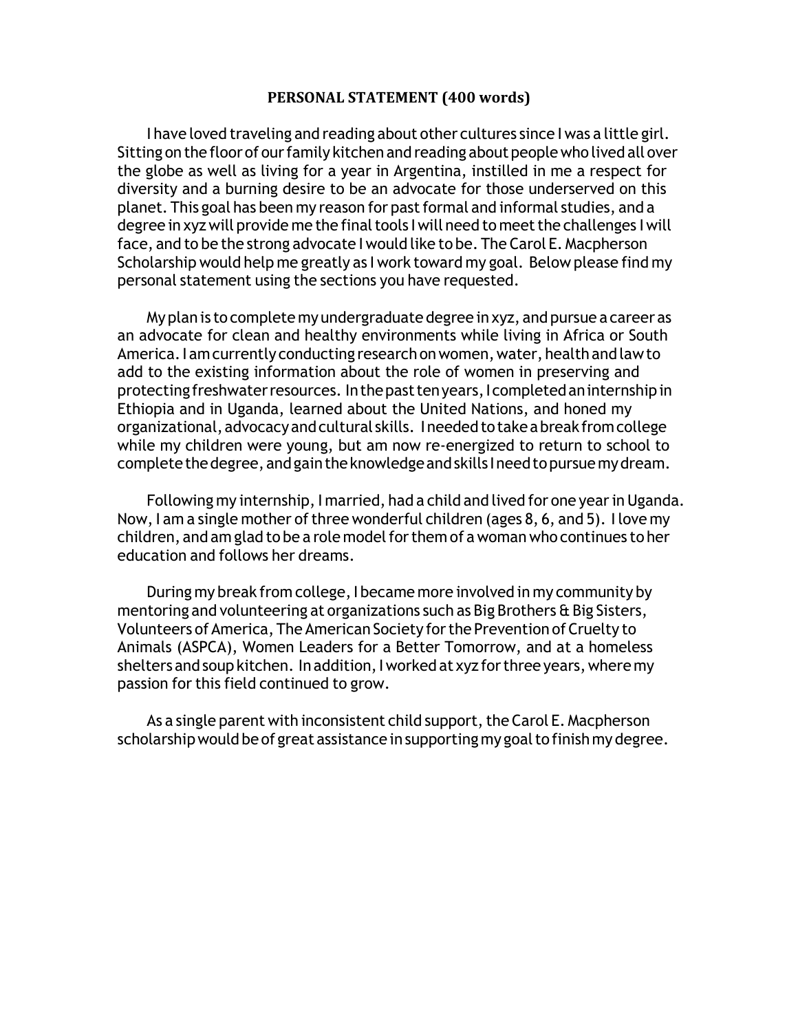**PERSONAL STATEMENT (400 words)**

I have loved traveling and reading about other cultures since I was a little girl. Sitting on the floor of our family kitchen and reading about people who lived all over the globe as well as living for a year in Argentina, instilled in me a respect for diversity and a burning desire to be an advocate for those underserved on this planet. This goal has been my reason for past formal and informal studies, and a degree in xyz will provide me the final tools I will need to meet the challenges I will face, and to be the strong advocate I would like to be. The Carol E. Macpherson Scholarship would help me greatly as I work toward my goal. Below please find my personal statement using the sections you have requested.

My plan is to complete my undergraduate degree in xyz, and pursue a career as an advocate for clean and healthy environments while living in Africa or South America. I am currently conducting research on women, water, health and law to add to the existing information about the role of women in preserving and protecting freshwater resources. In the past ten years, I completed an internship in Ethiopia and in Uganda, learned about the United Nations, and honed my organizational, advocacy and cultural skills. I needed to take a break from college while my children were young, but am now re-energized to return to school to complete the degree, and gain the knowledge and skills I need to pursue my dream.

Following my internship, I married, had a child and lived for one year in Uganda. Now, I am a single mother of three wonderful children (ages 8, 6, and 5). I love my children, and am glad to be a role model for them of a woman who continues to her education and follows her dreams.

During my break from college, I became more involved in my community by mentoring and volunteering at organizations such as Big Brothers & Big Sisters, Volunteers of America, The American Society for the Prevention of Cruelty to Animals (ASPCA), Women Leaders for a Better Tomorrow, and at a homeless shelters and soup kitchen. In addition, I worked at xyz for three years, where my passion for this field continued to grow.

As a single parent with inconsistent child support, the Carol E. Macpherson scholarship would be of great assistance in supporting my goal to finish my degree.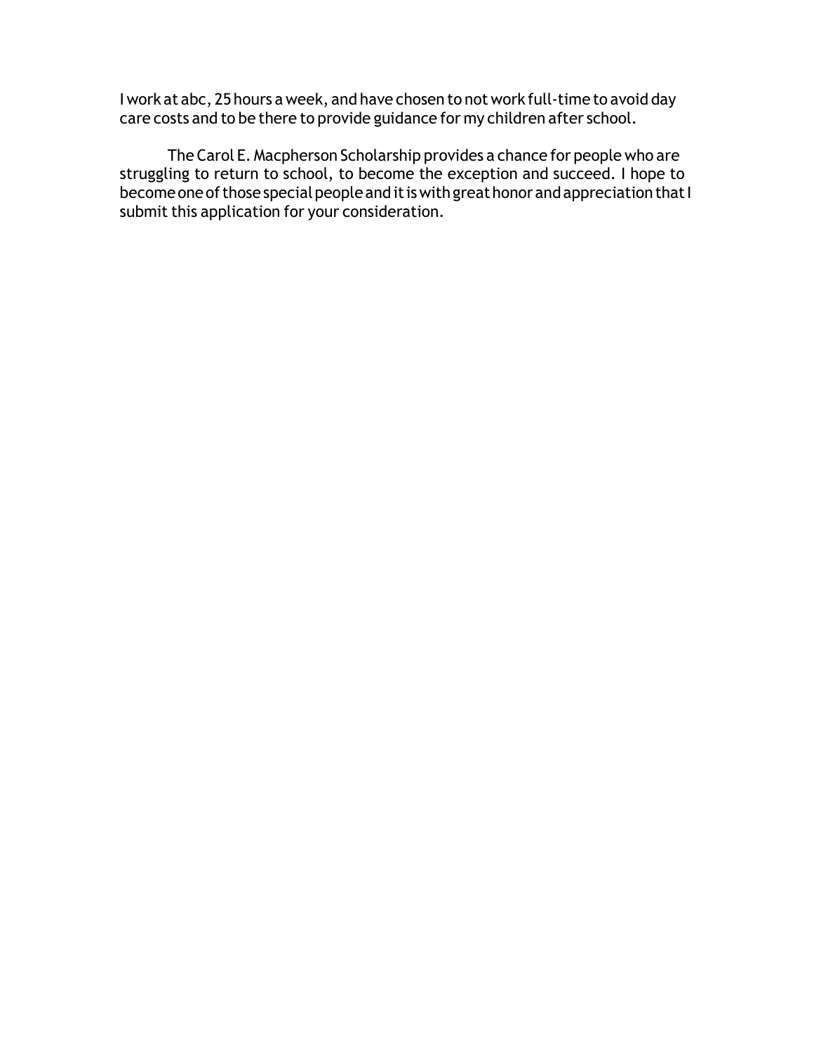I work at abc, 25 hours a week, and have chosen to not work full-time to avoid day care costs and to be there to provide guidance for my children after school.

The Carol E. Macpherson Scholarship provides a chance for people who are struggling to return to school, to become the exception and succeed. I hope to become one of those special people and it is with great honor and appreciation that I submit this application for your consideration.